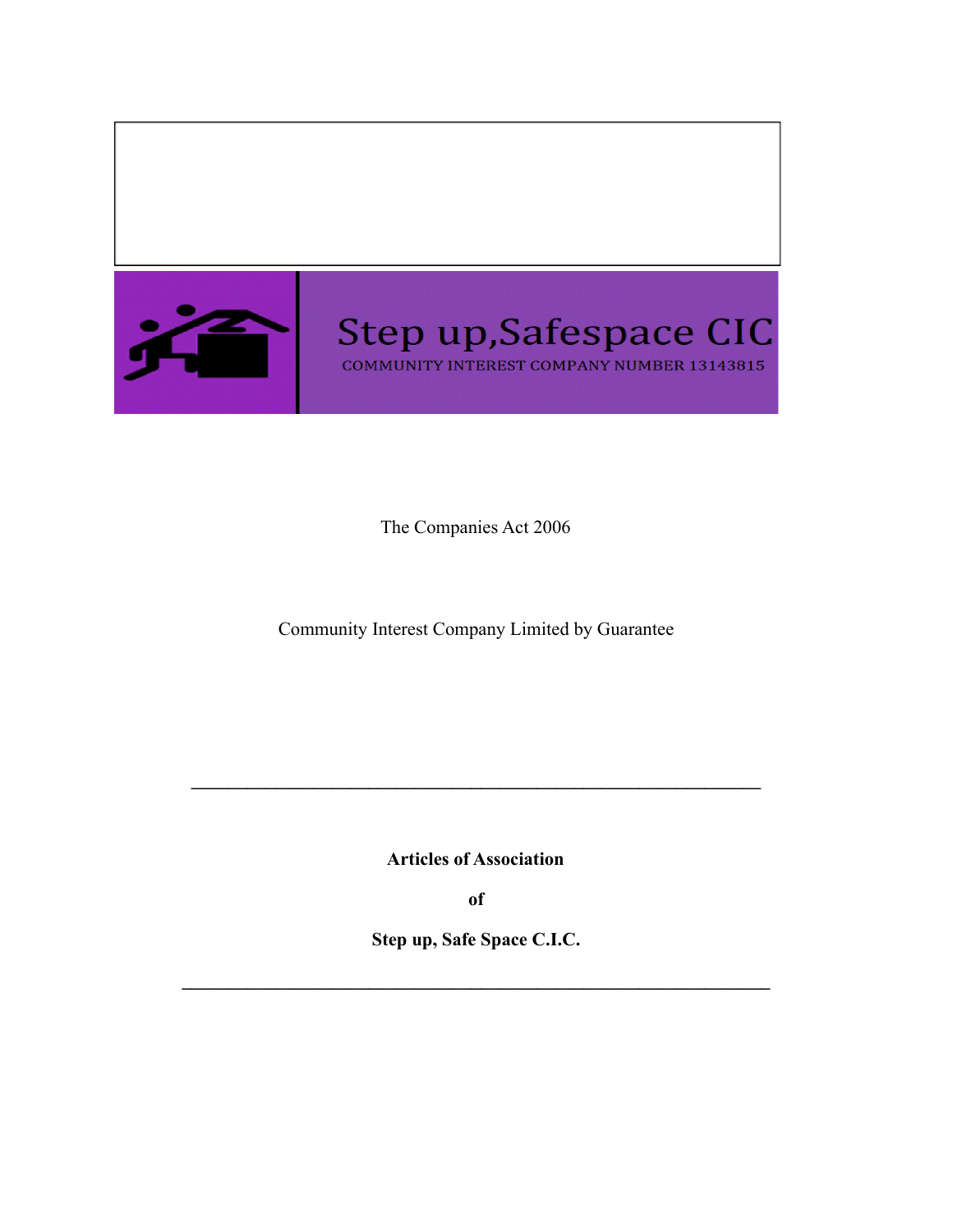Step up,Safespace CIC

COMMUNITY INTEREST COMPANY NUMBER 13143815

The Companies Act 2006

Community Interest Company Limited by Guarantee

---

**Articles of Association**

**of**

**Step up, Safe Space C.I.C.**

---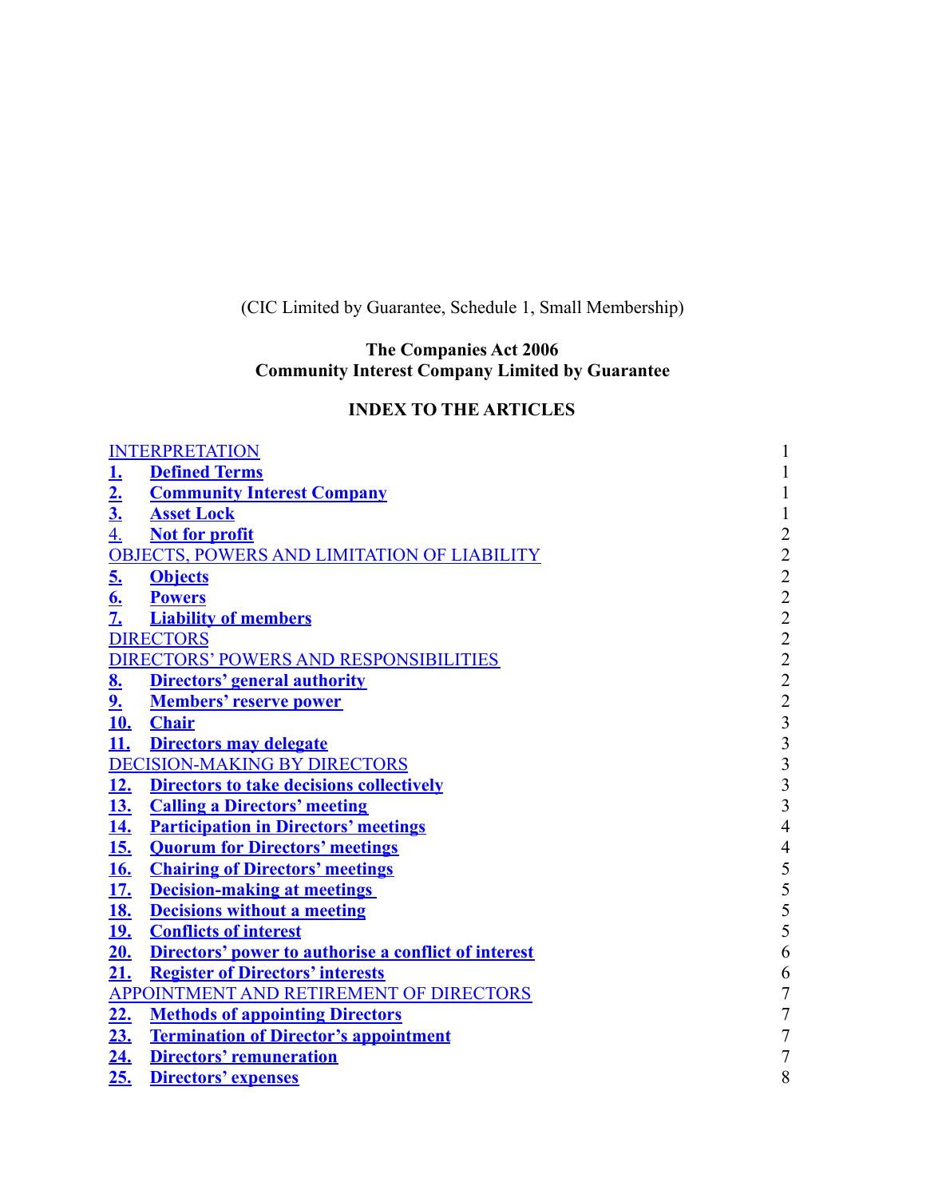(CIC Limited by Guarantee, Schedule 1, Small Membership)

**The Companies Act 2006**
**Community Interest Company Limited by Guarantee**

**INDEX TO THE ARTICLES**

| | | |
|---|---|---|
| INTERPRETATION | | 1 |
| **1.** | **Defined Terms** | 1 |
| **2.** | **Community Interest Company** | 1 |
| **3.** | **Asset Lock** | 1 |
| 4. | **Not for profit** | 2 |
| OBJECTS, POWERS AND LIMITATION OF LIABILITY | | 2 |
| **5.** | **Objects** | 2 |
| **6.** | **Powers** | 2 |
| **7.** | **Liability of members** | 2 |
| DIRECTORS | | 2 |
| DIRECTORS' POWERS AND RESPONSIBILITIES | | 2 |
| **8.** | **Directors' general authority** | 2 |
| **9.** | **Members' reserve power** | 2 |
| **10.** | **Chair** | 3 |
| **11.** | **Directors may delegate** | 3 |
| DECISION-MAKING BY DIRECTORS | | 3 |
| **12.** | **Directors to take decisions collectively** | 3 |
| **13.** | **Calling a Directors' meeting** | 3 |
| **14.** | **Participation in Directors' meetings** | 4 |
| **15.** | **Quorum for Directors' meetings** | 4 |
| **16.** | **Chairing of Directors' meetings** | 5 |
| **17.** | **Decision-making at meetings** | 5 |
| **18.** | **Decisions without a meeting** | 5 |
| **19.** | **Conflicts of interest** | 5 |
| **20.** | **Directors' power to authorise a conflict of interest** | 6 |
| **21.** | **Register of Directors' interests** | 6 |
| APPOINTMENT AND RETIREMENT OF DIRECTORS | | 7 |
| **22.** | **Methods of appointing Directors** | 7 |
| **23.** | **Termination of Director's appointment** | 7 |
| **24.** | **Directors' remuneration** | 7 |
| **25.** | **Directors' expenses** | 8 |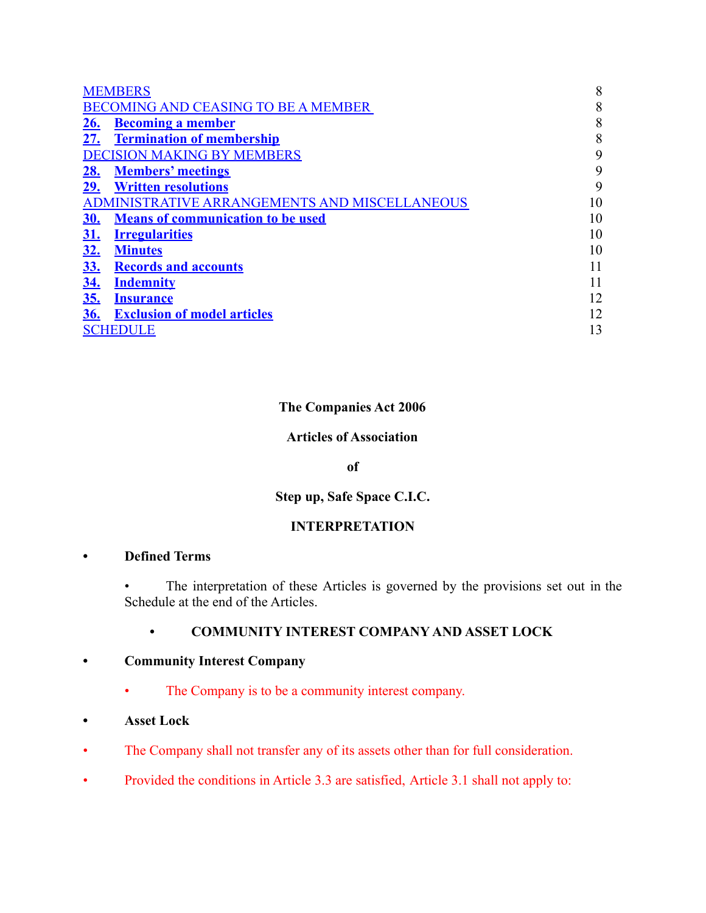| | |
|---|---|
| MEMBERS | 8 |
| BECOMING AND CEASING TO BE A MEMBER | 8 |
| **26. Becoming a member** | 8 |
| **27. Termination of membership** | 8 |
| DECISION MAKING BY MEMBERS | 9 |
| **28. Members' meetings** | 9 |
| **29. Written resolutions** | 9 |
| ADMINISTRATIVE ARRANGEMENTS AND MISCELLANEOUS | 10 |
| **30. Means of communication to be used** | 10 |
| **31. Irregularities** | 10 |
| **32. Minutes** | 10 |
| **33. Records and accounts** | 11 |
| **34. Indemnity** | 11 |
| **35. Insurance** | 12 |
| **36. Exclusion of model articles** | 12 |
| SCHEDULE | 13 |

**The Companies Act 2006**

**Articles of Association**

**of**

**Step up, Safe Space C.I.C.**

## INTERPRETATION

- **Defined Terms**
  - The interpretation of these Articles is governed by the provisions set out in the Schedule at the end of the Articles.

## COMMUNITY INTEREST COMPANY AND ASSET LOCK

- **Community Interest Company**
  - The Company is to be a community interest company.
- **Asset Lock**
- The Company shall not transfer any of its assets other than for full consideration.
- Provided the conditions in Article 3.3 are satisfied, Article 3.1 shall not apply to: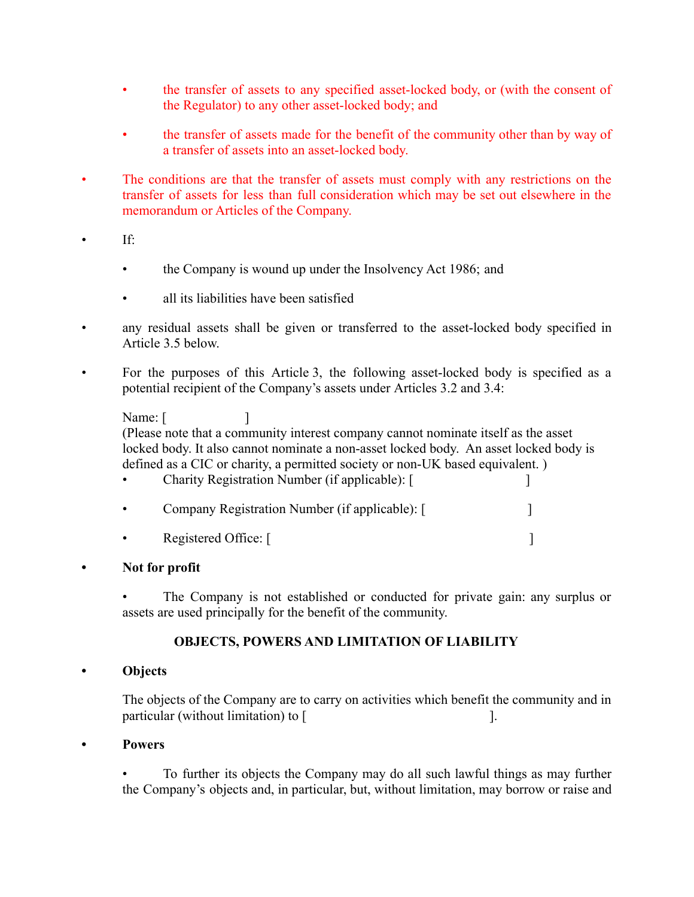- the transfer of assets to any specified asset-locked body, or (with the consent of the Regulator) to any other asset-locked body; and
- the transfer of assets made for the benefit of the community other than by way of a transfer of assets into an asset-locked body.

- The conditions are that the transfer of assets must comply with any restrictions on the transfer of assets for less than full consideration which may be set out elsewhere in the memorandum or Articles of the Company.

- If:
  - the Company is wound up under the Insolvency Act 1986; and
  - all its liabilities have been satisfied

- any residual assets shall be given or transferred to the asset-locked body specified in Article 3.5 below.

- For the purposes of this Article 3, the following asset-locked body is specified as a potential recipient of the Company's assets under Articles 3.2 and 3.4:

  Name: [ ]
  (Please note that a community interest company cannot nominate itself as the asset locked body. It also cannot nominate a non-asset locked body. An asset locked body is defined as a CIC or charity, a permitted society or non-UK based equivalent. )
  - Charity Registration Number (if applicable): [ ]
  - Company Registration Number (if applicable): [ ]
  - Registered Office: [ ]

- **Not for profit**

  - The Company is not established or conducted for private gain: any surplus or assets are used principally for the benefit of the community.

**OBJECTS, POWERS AND LIMITATION OF LIABILITY**

- **Objects**

  The objects of the Company are to carry on activities which benefit the community and in particular (without limitation) to [ ].

- **Powers**

  - To further its objects the Company may do all such lawful things as may further the Company's objects and, in particular, but, without limitation, may borrow or raise and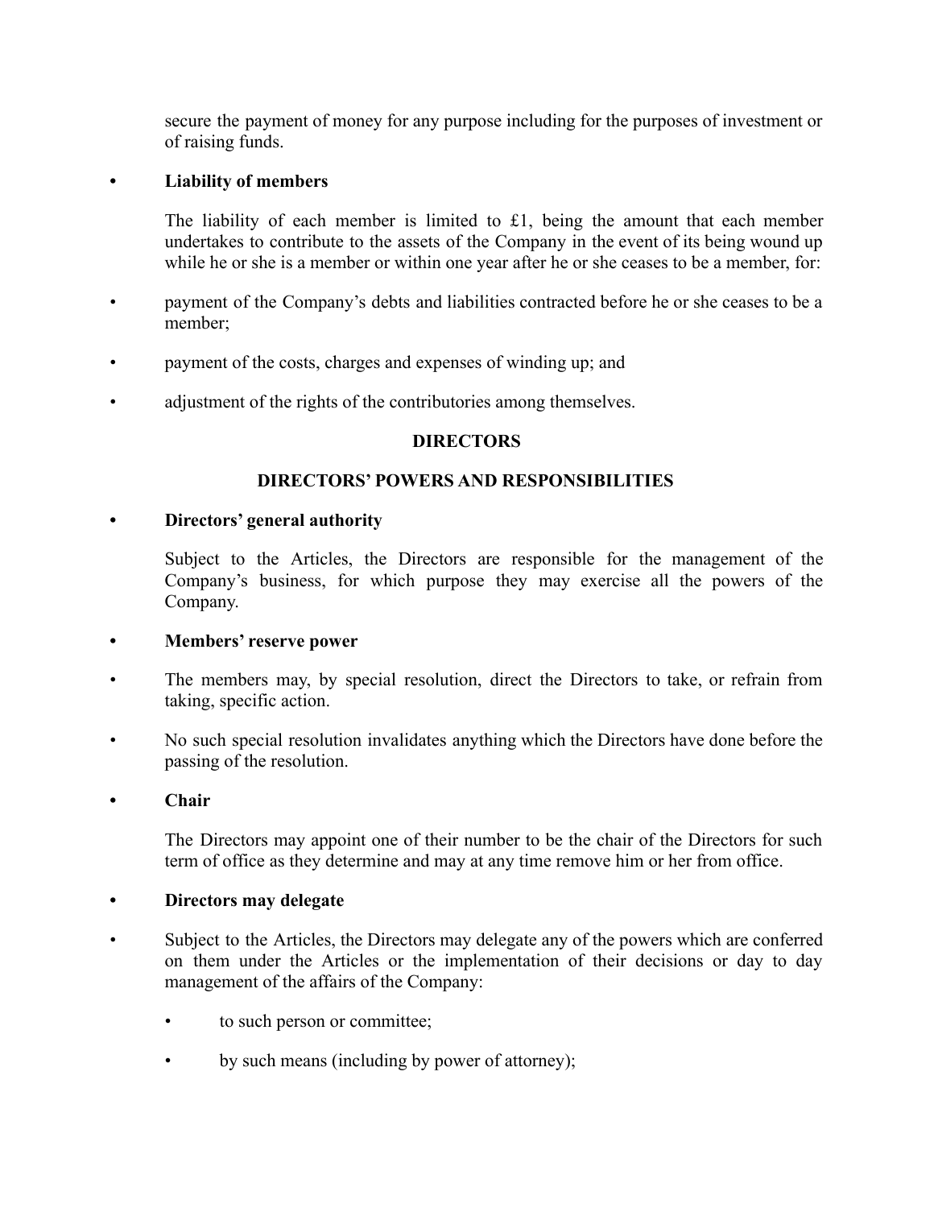secure the payment of money for any purpose including for the purposes of investment or of raising funds.

- **Liability of members**

  The liability of each member is limited to £1, being the amount that each member undertakes to contribute to the assets of the Company in the event of its being wound up while he or she is a member or within one year after he or she ceases to be a member, for:

- payment of the Company's debts and liabilities contracted before he or she ceases to be a member;
- payment of the costs, charges and expenses of winding up; and
- adjustment of the rights of the contributories among themselves.

## DIRECTORS

### DIRECTORS' POWERS AND RESPONSIBILITIES

- **Directors' general authority**

  Subject to the Articles, the Directors are responsible for the management of the Company's business, for which purpose they may exercise all the powers of the Company.

- **Members' reserve power**

- The members may, by special resolution, direct the Directors to take, or refrain from taking, specific action.
- No such special resolution invalidates anything which the Directors have done before the passing of the resolution.

- **Chair**

  The Directors may appoint one of their number to be the chair of the Directors for such term of office as they determine and may at any time remove him or her from office.

- **Directors may delegate**

- Subject to the Articles, the Directors may delegate any of the powers which are conferred on them under the Articles or the implementation of their decisions or day to day management of the affairs of the Company:
  - to such person or committee;
  - by such means (including by power of attorney);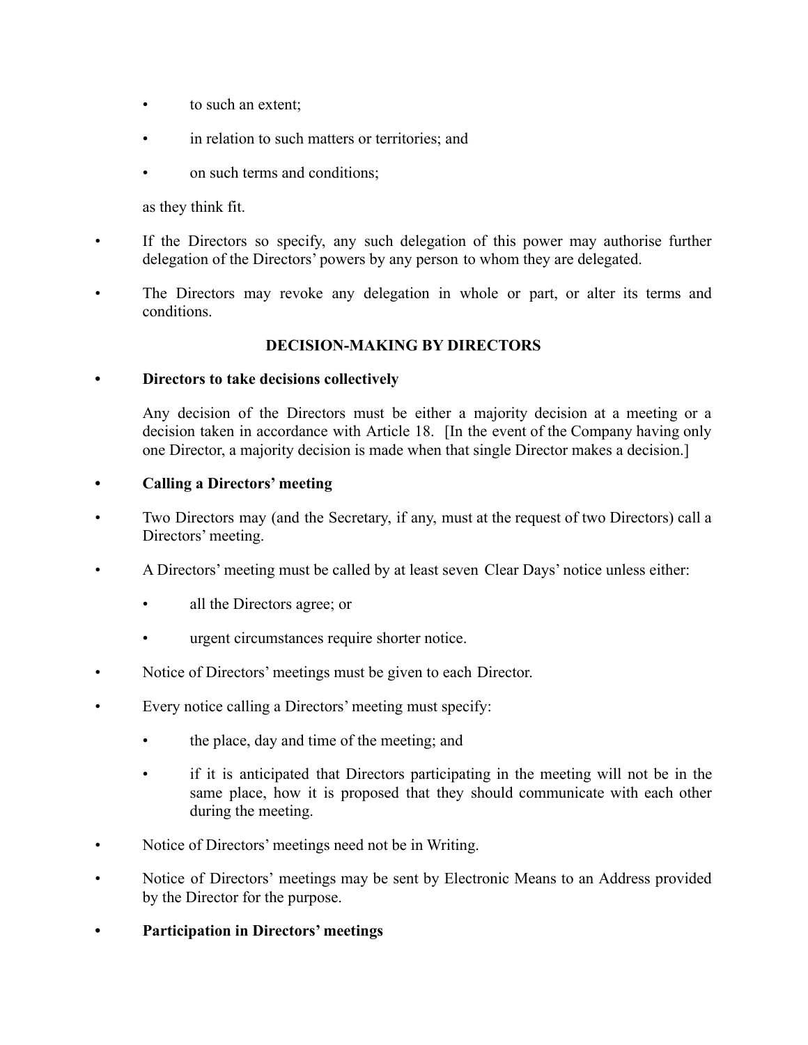- to such an extent;
- in relation to such matters or territories; and
- on such terms and conditions;

as they think fit.

- If the Directors so specify, any such delegation of this power may authorise further delegation of the Directors' powers by any person to whom they are delegated.
- The Directors may revoke any delegation in whole or part, or alter its terms and conditions.

**DECISION-MAKING BY DIRECTORS**

- **Directors to take decisions collectively**

  Any decision of the Directors must be either a majority decision at a meeting or a decision taken in accordance with Article 18. [In the event of the Company having only one Director, a majority decision is made when that single Director makes a decision.]

- **Calling a Directors' meeting**
- Two Directors may (and the Secretary, if any, must at the request of two Directors) call a Directors' meeting.
- A Directors' meeting must be called by at least seven Clear Days' notice unless either:
  - all the Directors agree; or
  - urgent circumstances require shorter notice.
- Notice of Directors' meetings must be given to each Director.
- Every notice calling a Directors' meeting must specify:
  - the place, day and time of the meeting; and
  - if it is anticipated that Directors participating in the meeting will not be in the same place, how it is proposed that they should communicate with each other during the meeting.
- Notice of Directors' meetings need not be in Writing.
- Notice of Directors' meetings may be sent by Electronic Means to an Address provided by the Director for the purpose.
- **Participation in Directors' meetings**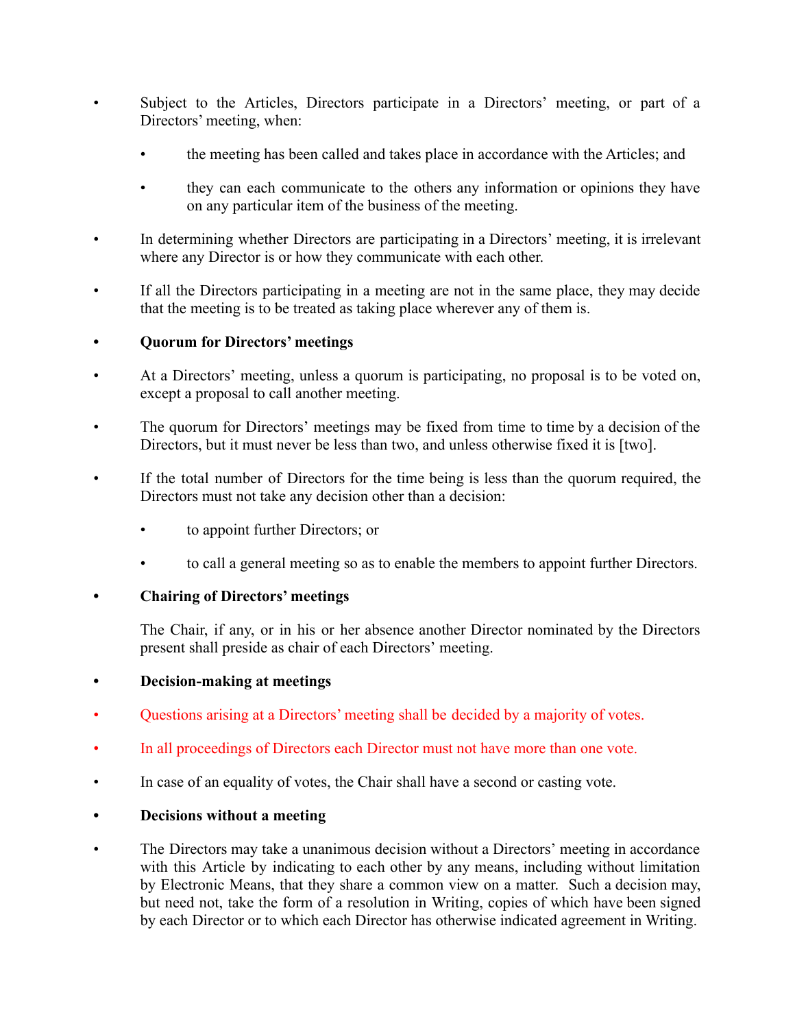- Subject to the Articles, Directors participate in a Directors' meeting, or part of a Directors' meeting, when:
    - the meeting has been called and takes place in accordance with the Articles; and
    - they can each communicate to the others any information or opinions they have on any particular item of the business of the meeting.
- In determining whether Directors are participating in a Directors' meeting, it is irrelevant where any Director is or how they communicate with each other.
- If all the Directors participating in a meeting are not in the same place, they may decide that the meeting is to be treated as taking place wherever any of them is.

- **Quorum for Directors' meetings**

- At a Directors' meeting, unless a quorum is participating, no proposal is to be voted on, except a proposal to call another meeting.
- The quorum for Directors' meetings may be fixed from time to time by a decision of the Directors, but it must never be less than two, and unless otherwise fixed it is [two].
- If the total number of Directors for the time being is less than the quorum required, the Directors must not take any decision other than a decision:
    - to appoint further Directors; or
    - to call a general meeting so as to enable the members to appoint further Directors.

- **Chairing of Directors' meetings**

  The Chair, if any, or in his or her absence another Director nominated by the Directors present shall preside as chair of each Directors' meeting.

- **Decision-making at meetings**

- Questions arising at a Directors' meeting shall be decided by a majority of votes.
- In all proceedings of Directors each Director must not have more than one vote.
- In case of an equality of votes, the Chair shall have a second or casting vote.

- **Decisions without a meeting**

- The Directors may take a unanimous decision without a Directors' meeting in accordance with this Article by indicating to each other by any means, including without limitation by Electronic Means, that they share a common view on a matter. Such a decision may, but need not, take the form of a resolution in Writing, copies of which have been signed by each Director or to which each Director has otherwise indicated agreement in Writing.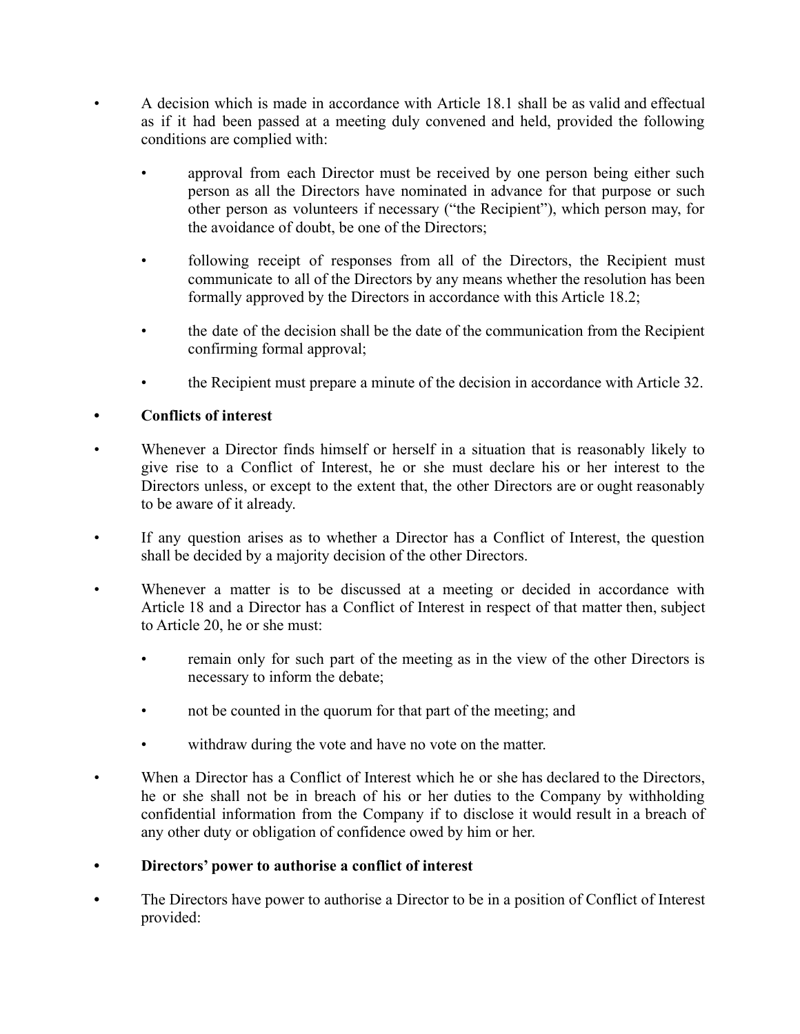- A decision which is made in accordance with Article 18.1 shall be as valid and effectual as if it had been passed at a meeting duly convened and held, provided the following conditions are complied with:

    - approval from each Director must be received by one person being either such person as all the Directors have nominated in advance for that purpose or such other person as volunteers if necessary ("the Recipient"), which person may, for the avoidance of doubt, be one of the Directors;

    - following receipt of responses from all of the Directors, the Recipient must communicate to all of the Directors by any means whether the resolution has been formally approved by the Directors in accordance with this Article 18.2;

    - the date of the decision shall be the date of the communication from the Recipient confirming formal approval;

    - the Recipient must prepare a minute of the decision in accordance with Article 32.

- **Conflicts of interest**

- Whenever a Director finds himself or herself in a situation that is reasonably likely to give rise to a Conflict of Interest, he or she must declare his or her interest to the Directors unless, or except to the extent that, the other Directors are or ought reasonably to be aware of it already.

- If any question arises as to whether a Director has a Conflict of Interest, the question shall be decided by a majority decision of the other Directors.

- Whenever a matter is to be discussed at a meeting or decided in accordance with Article 18 and a Director has a Conflict of Interest in respect of that matter then, subject to Article 20, he or she must:

    - remain only for such part of the meeting as in the view of the other Directors is necessary to inform the debate;

    - not be counted in the quorum for that part of the meeting; and

    - withdraw during the vote and have no vote on the matter.

- When a Director has a Conflict of Interest which he or she has declared to the Directors, he or she shall not be in breach of his or her duties to the Company by withholding confidential information from the Company if to disclose it would result in a breach of any other duty or obligation of confidence owed by him or her.

- **Directors' power to authorise a conflict of interest**

- The Directors have power to authorise a Director to be in a position of Conflict of Interest provided: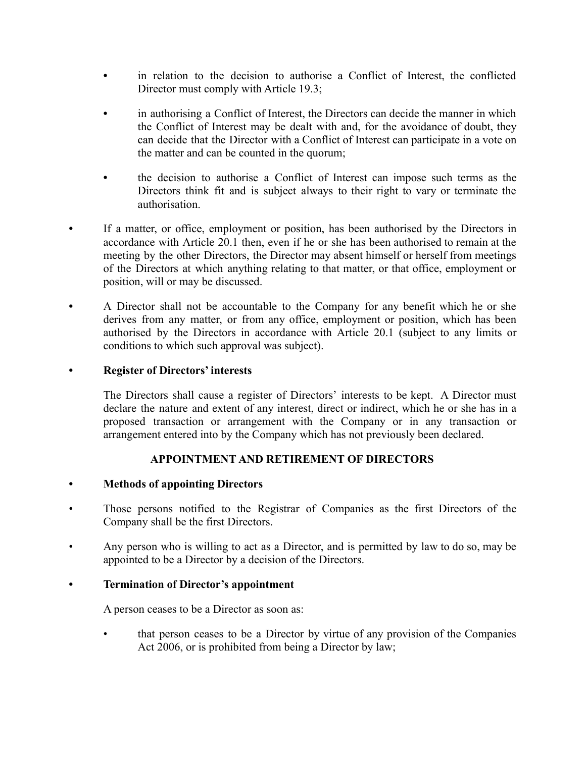- in relation to the decision to authorise a Conflict of Interest, the conflicted Director must comply with Article 19.3;
- in authorising a Conflict of Interest, the Directors can decide the manner in which the Conflict of Interest may be dealt with and, for the avoidance of doubt, they can decide that the Director with a Conflict of Interest can participate in a vote on the matter and can be counted in the quorum;
- the decision to authorise a Conflict of Interest can impose such terms as the Directors think fit and is subject always to their right to vary or terminate the authorisation.

- If a matter, or office, employment or position, has been authorised by the Directors in accordance with Article 20.1 then, even if he or she has been authorised to remain at the meeting by the other Directors, the Director may absent himself or herself from meetings of the Directors at which anything relating to that matter, or that office, employment or position, will or may be discussed.
- A Director shall not be accountable to the Company for any benefit which he or she derives from any matter, or from any office, employment or position, which has been authorised by the Directors in accordance with Article 20.1 (subject to any limits or conditions to which such approval was subject).
- **Register of Directors' interests**

  The Directors shall cause a register of Directors' interests to be kept. A Director must declare the nature and extent of any interest, direct or indirect, which he or she has in a proposed transaction or arrangement with the Company or in any transaction or arrangement entered into by the Company which has not previously been declared.

## APPOINTMENT AND RETIREMENT OF DIRECTORS

- **Methods of appointing Directors**
- Those persons notified to the Registrar of Companies as the first Directors of the Company shall be the first Directors.
- Any person who is willing to act as a Director, and is permitted by law to do so, may be appointed to be a Director by a decision of the Directors.
- **Termination of Director's appointment**

  A person ceases to be a Director as soon as:

  - that person ceases to be a Director by virtue of any provision of the Companies Act 2006, or is prohibited from being a Director by law;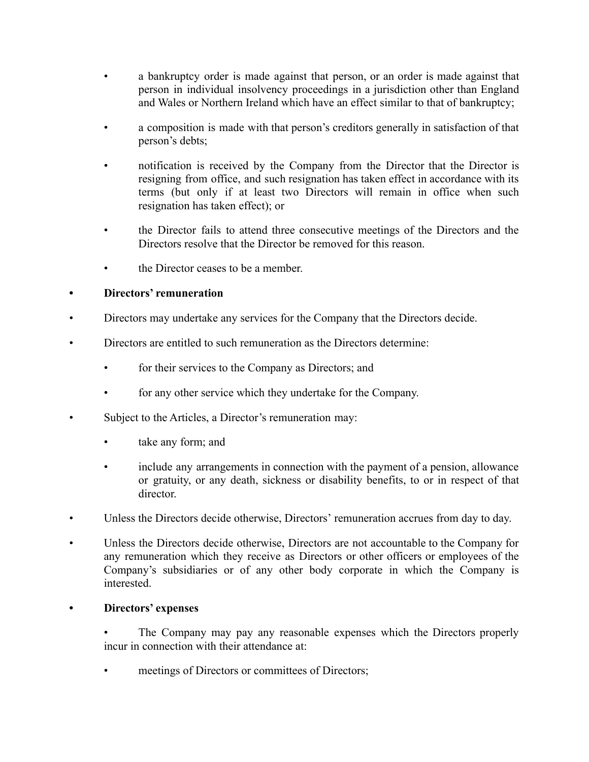- a bankruptcy order is made against that person, or an order is made against that person in individual insolvency proceedings in a jurisdiction other than England and Wales or Northern Ireland which have an effect similar to that of bankruptcy;
- a composition is made with that person's creditors generally in satisfaction of that person's debts;
- notification is received by the Company from the Director that the Director is resigning from office, and such resignation has taken effect in accordance with its terms (but only if at least two Directors will remain in office when such resignation has taken effect); or
- the Director fails to attend three consecutive meetings of the Directors and the Directors resolve that the Director be removed for this reason.
- the Director ceases to be a member.

- **Directors' remuneration**

- Directors may undertake any services for the Company that the Directors decide.
- Directors are entitled to such remuneration as the Directors determine:
  - for their services to the Company as Directors; and
  - for any other service which they undertake for the Company.
- Subject to the Articles, a Director's remuneration may:
  - take any form; and
  - include any arrangements in connection with the payment of a pension, allowance or gratuity, or any death, sickness or disability benefits, to or in respect of that director.
- Unless the Directors decide otherwise, Directors' remuneration accrues from day to day.
- Unless the Directors decide otherwise, Directors are not accountable to the Company for any remuneration which they receive as Directors or other officers or employees of the Company's subsidiaries or of any other body corporate in which the Company is interested.

- **Directors' expenses**

  - The Company may pay any reasonable expenses which the Directors properly incur in connection with their attendance at:
  - meetings of Directors or committees of Directors;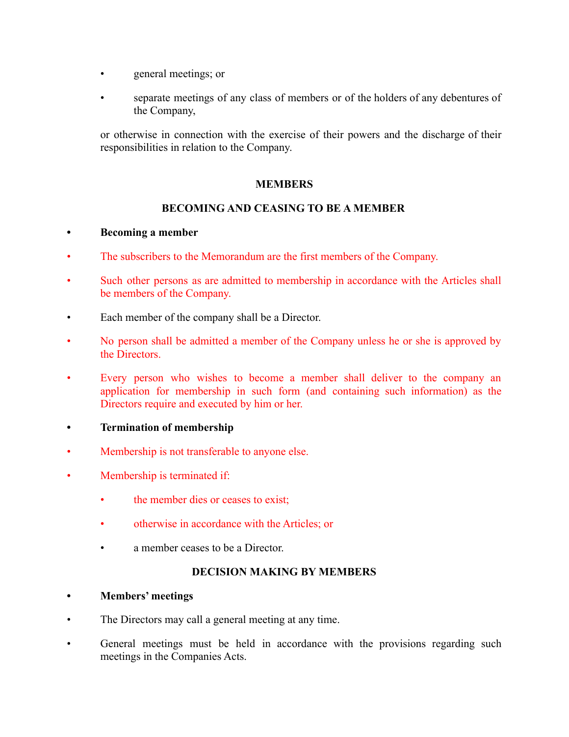- general meetings; or
- separate meetings of any class of members or of the holders of any debentures of the Company,

or otherwise in connection with the exercise of their powers and the discharge of their responsibilities in relation to the Company.

## MEMBERS

### BECOMING AND CEASING TO BE A MEMBER

- **Becoming a member**
- The subscribers to the Memorandum are the first members of the Company.
- Such other persons as are admitted to membership in accordance with the Articles shall be members of the Company.
- Each member of the company shall be a Director.
- No person shall be admitted a member of the Company unless he or she is approved by the Directors.
- Every person who wishes to become a member shall deliver to the company an application for membership in such form (and containing such information) as the Directors require and executed by him or her.
- **Termination of membership**
- Membership is not transferable to anyone else.
- Membership is terminated if:
    - the member dies or ceases to exist;
    - otherwise in accordance with the Articles; or
    - a member ceases to be a Director.

### DECISION MAKING BY MEMBERS

- **Members' meetings**
- The Directors may call a general meeting at any time.
- General meetings must be held in accordance with the provisions regarding such meetings in the Companies Acts.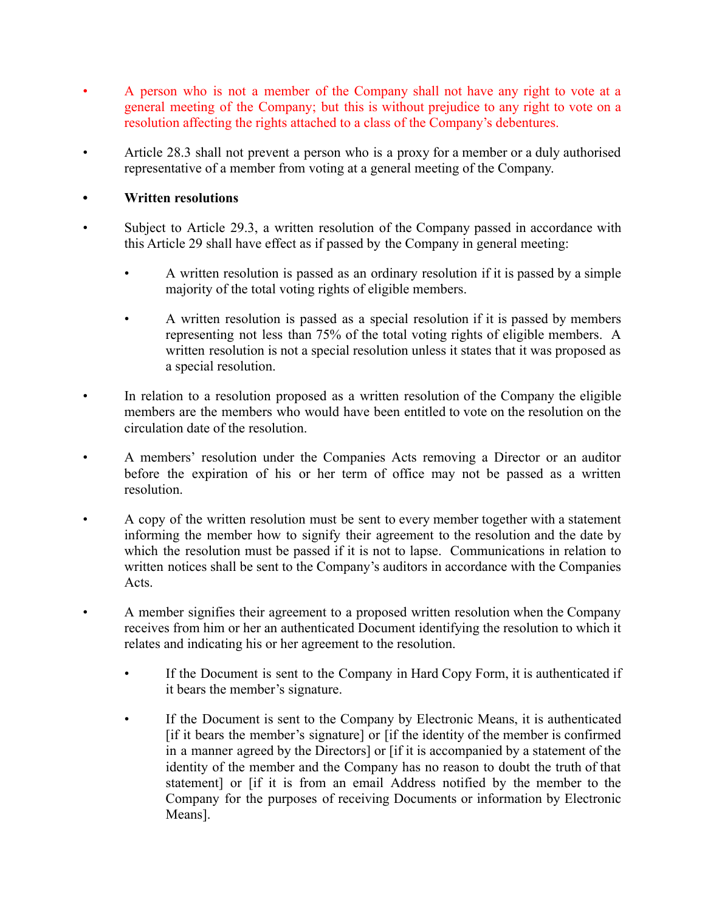- A person who is not a member of the Company shall not have any right to vote at a general meeting of the Company; but this is without prejudice to any right to vote on a resolution affecting the rights attached to a class of the Company's debentures.

- Article 28.3 shall not prevent a person who is a proxy for a member or a duly authorised representative of a member from voting at a general meeting of the Company.

- **Written resolutions**

- Subject to Article 29.3, a written resolution of the Company passed in accordance with this Article 29 shall have effect as if passed by the Company in general meeting:

  - A written resolution is passed as an ordinary resolution if it is passed by a simple majority of the total voting rights of eligible members.

  - A written resolution is passed as a special resolution if it is passed by members representing not less than 75% of the total voting rights of eligible members. A written resolution is not a special resolution unless it states that it was proposed as a special resolution.

- In relation to a resolution proposed as a written resolution of the Company the eligible members are the members who would have been entitled to vote on the resolution on the circulation date of the resolution.

- A members' resolution under the Companies Acts removing a Director or an auditor before the expiration of his or her term of office may not be passed as a written resolution.

- A copy of the written resolution must be sent to every member together with a statement informing the member how to signify their agreement to the resolution and the date by which the resolution must be passed if it is not to lapse. Communications in relation to written notices shall be sent to the Company's auditors in accordance with the Companies Acts.

- A member signifies their agreement to a proposed written resolution when the Company receives from him or her an authenticated Document identifying the resolution to which it relates and indicating his or her agreement to the resolution.

  - If the Document is sent to the Company in Hard Copy Form, it is authenticated if it bears the member's signature.

  - If the Document is sent to the Company by Electronic Means, it is authenticated [if it bears the member's signature] or [if the identity of the member is confirmed in a manner agreed by the Directors] or [if it is accompanied by a statement of the identity of the member and the Company has no reason to doubt the truth of that statement] or [if it is from an email Address notified by the member to the Company for the purposes of receiving Documents or information by Electronic Means].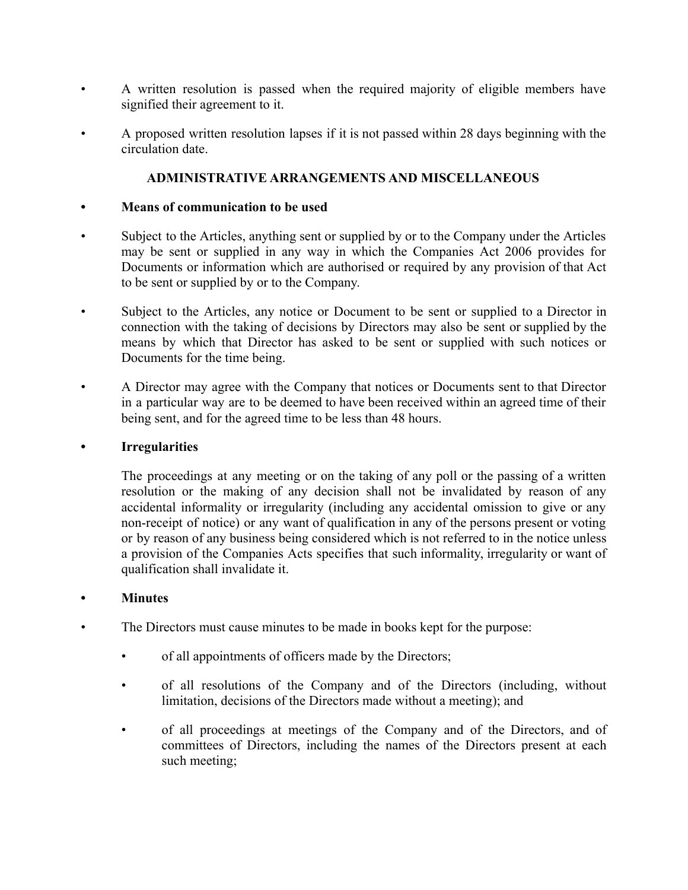- A written resolution is passed when the required majority of eligible members have signified their agreement to it.
- A proposed written resolution lapses if it is not passed within 28 days beginning with the circulation date.

## ADMINISTRATIVE ARRANGEMENTS AND MISCELLANEOUS

- **Means of communication to be used**
- Subject to the Articles, anything sent or supplied by or to the Company under the Articles may be sent or supplied in any way in which the Companies Act 2006 provides for Documents or information which are authorised or required by any provision of that Act to be sent or supplied by or to the Company.
- Subject to the Articles, any notice or Document to be sent or supplied to a Director in connection with the taking of decisions by Directors may also be sent or supplied by the means by which that Director has asked to be sent or supplied with such notices or Documents for the time being.
- A Director may agree with the Company that notices or Documents sent to that Director in a particular way are to be deemed to have been received within an agreed time of their being sent, and for the agreed time to be less than 48 hours.
- **Irregularities**

  The proceedings at any meeting or on the taking of any poll or the passing of a written resolution or the making of any decision shall not be invalidated by reason of any accidental informality or irregularity (including any accidental omission to give or any non-receipt of notice) or any want of qualification in any of the persons present or voting or by reason of any business being considered which is not referred to in the notice unless a provision of the Companies Acts specifies that such informality, irregularity or want of qualification shall invalidate it.
- **Minutes**
- The Directors must cause minutes to be made in books kept for the purpose:
  - of all appointments of officers made by the Directors;
  - of all resolutions of the Company and of the Directors (including, without limitation, decisions of the Directors made without a meeting); and
  - of all proceedings at meetings of the Company and of the Directors, and of committees of Directors, including the names of the Directors present at each such meeting;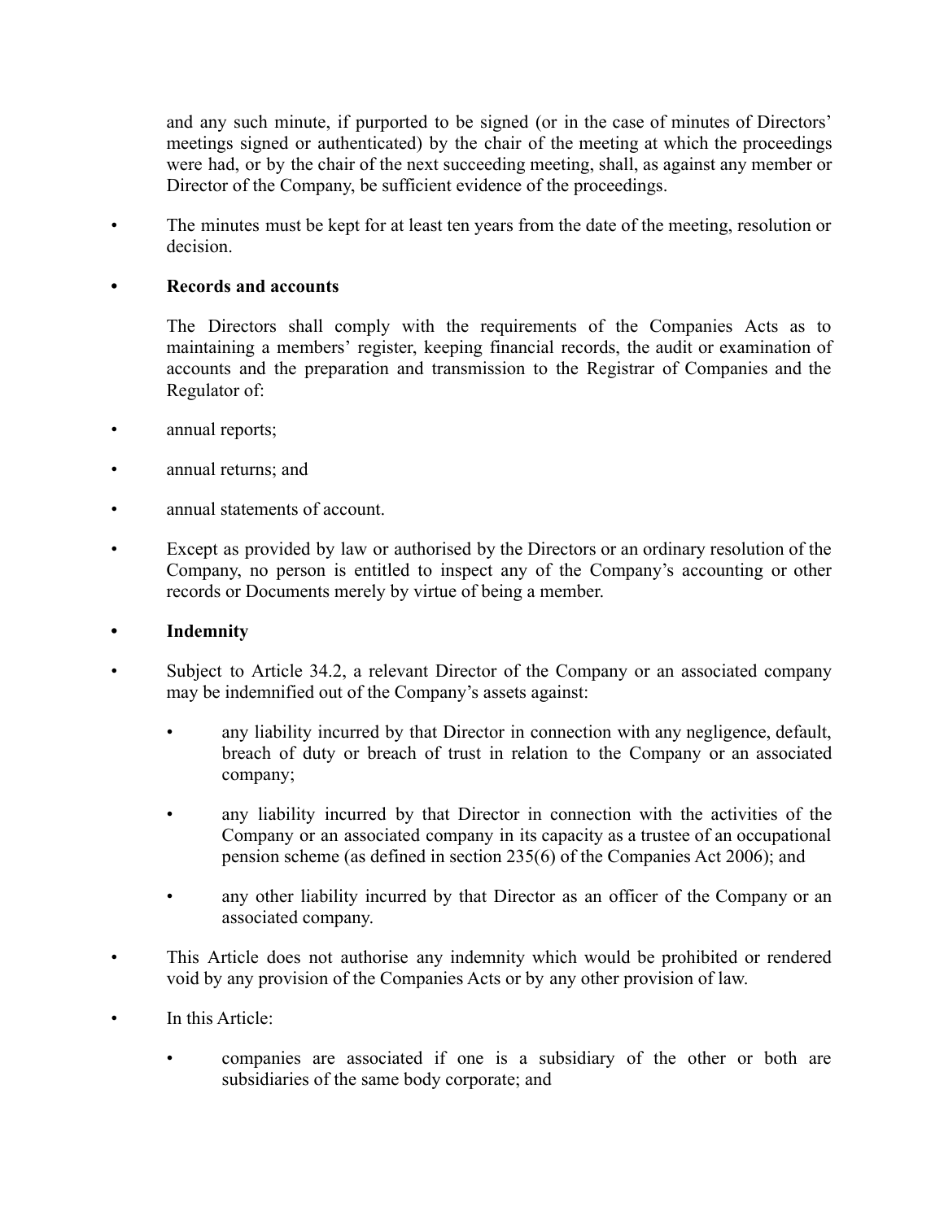and any such minute, if purported to be signed (or in the case of minutes of Directors' meetings signed or authenticated) by the chair of the meeting at which the proceedings were had, or by the chair of the next succeeding meeting, shall, as against any member or Director of the Company, be sufficient evidence of the proceedings.

- The minutes must be kept for at least ten years from the date of the meeting, resolution or decision.

- **Records and accounts**

  The Directors shall comply with the requirements of the Companies Acts as to maintaining a members' register, keeping financial records, the audit or examination of accounts and the preparation and transmission to the Registrar of Companies and the Regulator of:

- annual reports;
- annual returns; and
- annual statements of account.
- Except as provided by law or authorised by the Directors or an ordinary resolution of the Company, no person is entitled to inspect any of the Company's accounting or other records or Documents merely by virtue of being a member.

- **Indemnity**

- Subject to Article 34.2, a relevant Director of the Company or an associated company may be indemnified out of the Company's assets against:
  - any liability incurred by that Director in connection with any negligence, default, breach of duty or breach of trust in relation to the Company or an associated company;
  - any liability incurred by that Director in connection with the activities of the Company or an associated company in its capacity as a trustee of an occupational pension scheme (as defined in section 235(6) of the Companies Act 2006); and
  - any other liability incurred by that Director as an officer of the Company or an associated company.
- This Article does not authorise any indemnity which would be prohibited or rendered void by any provision of the Companies Acts or by any other provision of law.
- In this Article:
  - companies are associated if one is a subsidiary of the other or both are subsidiaries of the same body corporate; and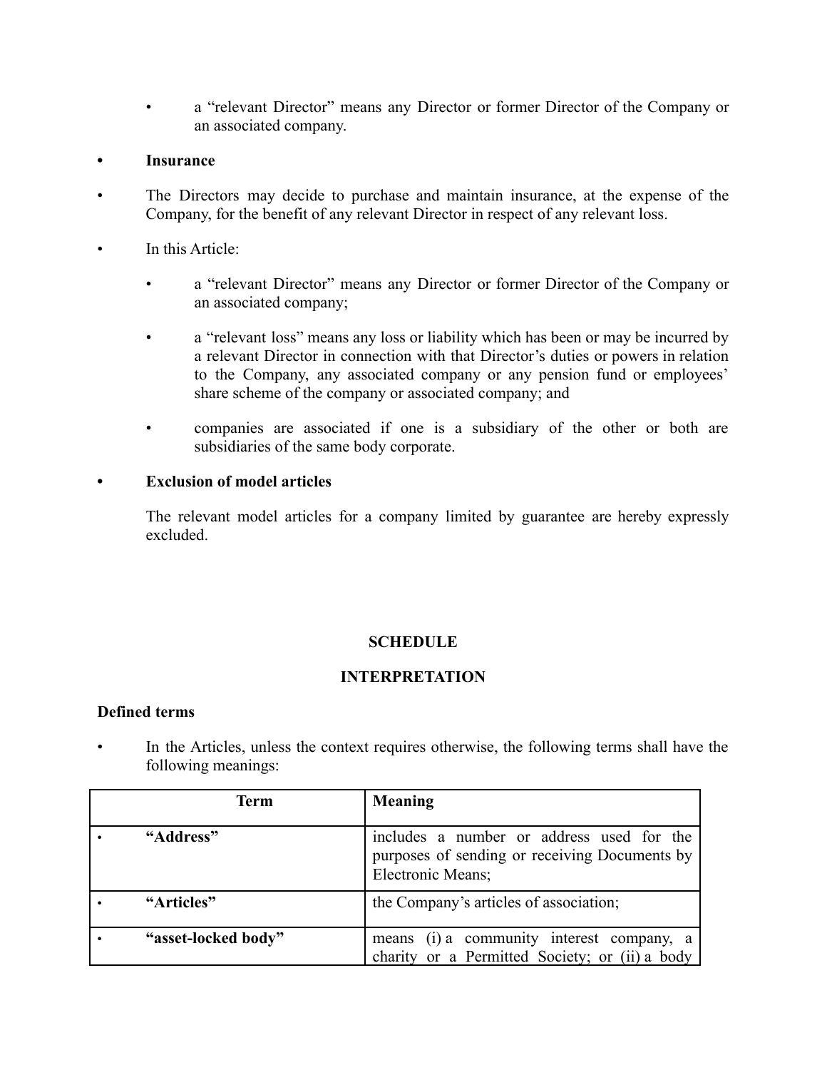- a "relevant Director" means any Director or former Director of the Company or an associated company.

- **Insurance**

- The Directors may decide to purchase and maintain insurance, at the expense of the Company, for the benefit of any relevant Director in respect of any relevant loss.

- In this Article:

    - a "relevant Director" means any Director or former Director of the Company or an associated company;

    - a "relevant loss" means any loss or liability which has been or may be incurred by a relevant Director in connection with that Director's duties or powers in relation to the Company, any associated company or any pension fund or employees' share scheme of the company or associated company; and

    - companies are associated if one is a subsidiary of the other or both are subsidiaries of the same body corporate.

- **Exclusion of model articles**

  The relevant model articles for a company limited by guarantee are hereby expressly excluded.

## SCHEDULE

## INTERPRETATION

**Defined terms**

- In the Articles, unless the context requires otherwise, the following terms shall have the following meanings:

| Term | Meaning |
|---|---|
| • **"Address"** | includes a number or address used for the purposes of sending or receiving Documents by Electronic Means; |
| • **"Articles"** | the Company's articles of association; |
| • **"asset-locked body"** | means (i) a community interest company, a charity or a Permitted Society; or (ii) a body |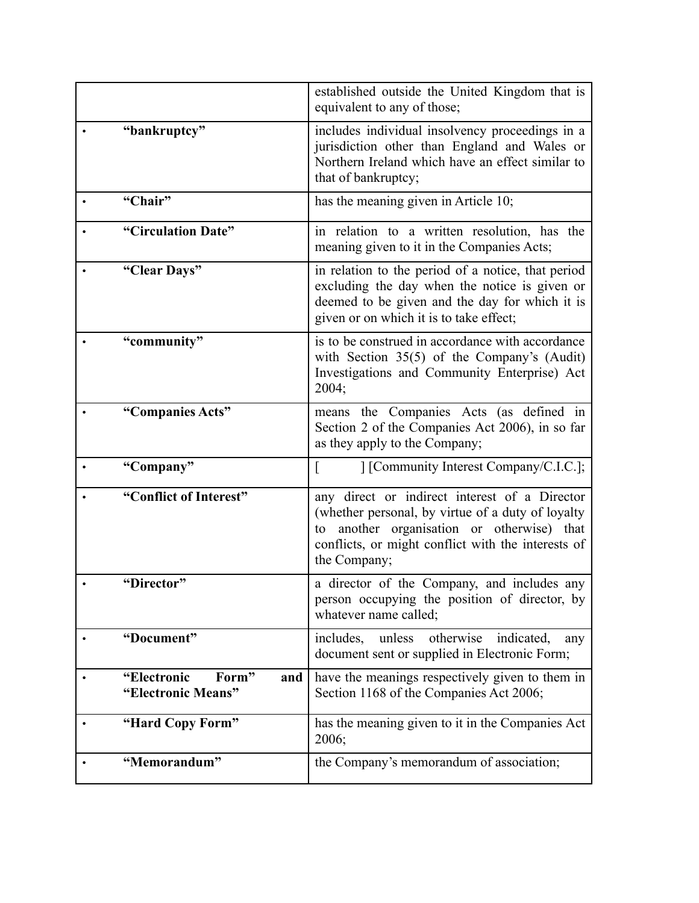| | |
|---|---|
| | established outside the United Kingdom that is equivalent to any of those; |
| • **“bankruptcy”** | includes individual insolvency proceedings in a jurisdiction other than England and Wales or Northern Ireland which have an effect similar to that of bankruptcy; |
| • **“Chair”** | has the meaning given in Article 10; |
| • **“Circulation Date”** | in relation to a written resolution, has the meaning given to it in the Companies Acts; |
| • **“Clear Days”** | in relation to the period of a notice, that period excluding the day when the notice is given or deemed to be given and the day for which it is given or on which it is to take effect; |
| • **“community”** | is to be construed in accordance with accordance with Section 35(5) of the Company’s (Audit) Investigations and Community Enterprise) Act 2004; |
| • **“Companies Acts”** | means the Companies Acts (as defined in Section 2 of the Companies Act 2006), in so far as they apply to the Company; |
| • **“Company”** | [ ] [Community Interest Company/C.I.C.]; |
| • **“Conflict of Interest”** | any direct or indirect interest of a Director (whether personal, by virtue of a duty of loyalty to another organisation or otherwise) that conflicts, or might conflict with the interests of the Company; |
| • **“Director”** | a director of the Company, and includes any person occupying the position of director, by whatever name called; |
| • **“Document”** | includes, unless otherwise indicated, any document sent or supplied in Electronic Form; |
| • **“Electronic Form” and “Electronic Means”** | have the meanings respectively given to them in Section 1168 of the Companies Act 2006; |
| • **“Hard Copy Form”** | has the meaning given to it in the Companies Act 2006; |
| • **“Memorandum”** | the Company’s memorandum of association; |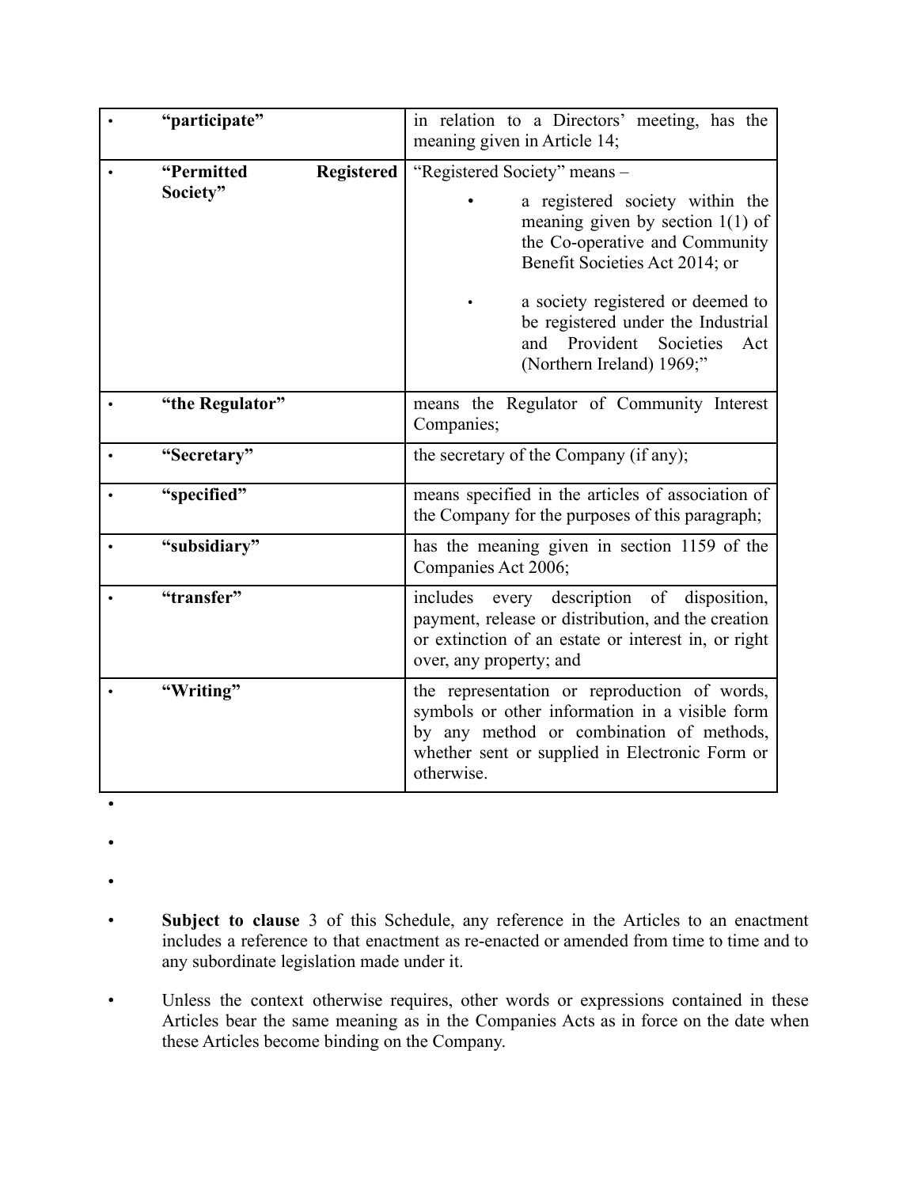| | | |
|---|---|---|
| • | **"participate"** | in relation to a Directors' meeting, has the meaning given in Article 14; |
| • | **"Permitted Registered Society"** | "Registered Society" means – <br>• a registered society within the meaning given by section 1(1) of the Co-operative and Community Benefit Societies Act 2014; or <br>• a society registered or deemed to be registered under the Industrial and Provident Societies Act (Northern Ireland) 1969;" |
| • | **"the Regulator"** | means the Regulator of Community Interest Companies; |
| • | **"Secretary"** | the secretary of the Company (if any); |
| • | **"specified"** | means specified in the articles of association of the Company for the purposes of this paragraph; |
| • | **"subsidiary"** | has the meaning given in section 1159 of the Companies Act 2006; |
| • | **"transfer"** | includes every description of disposition, payment, release or distribution, and the creation or extinction of an estate or interest in, or right over, any property; and |
| • | **"Writing"** | the representation or reproduction of words, symbols or other information in a visible form by any method or combination of methods, whether sent or supplied in Electronic Form or otherwise. |

•

•

•

- **Subject to clause** 3 of this Schedule, any reference in the Articles to an enactment includes a reference to that enactment as re-enacted or amended from time to time and to any subordinate legislation made under it.

- Unless the context otherwise requires, other words or expressions contained in these Articles bear the same meaning as in the Companies Acts as in force on the date when these Articles become binding on the Company.